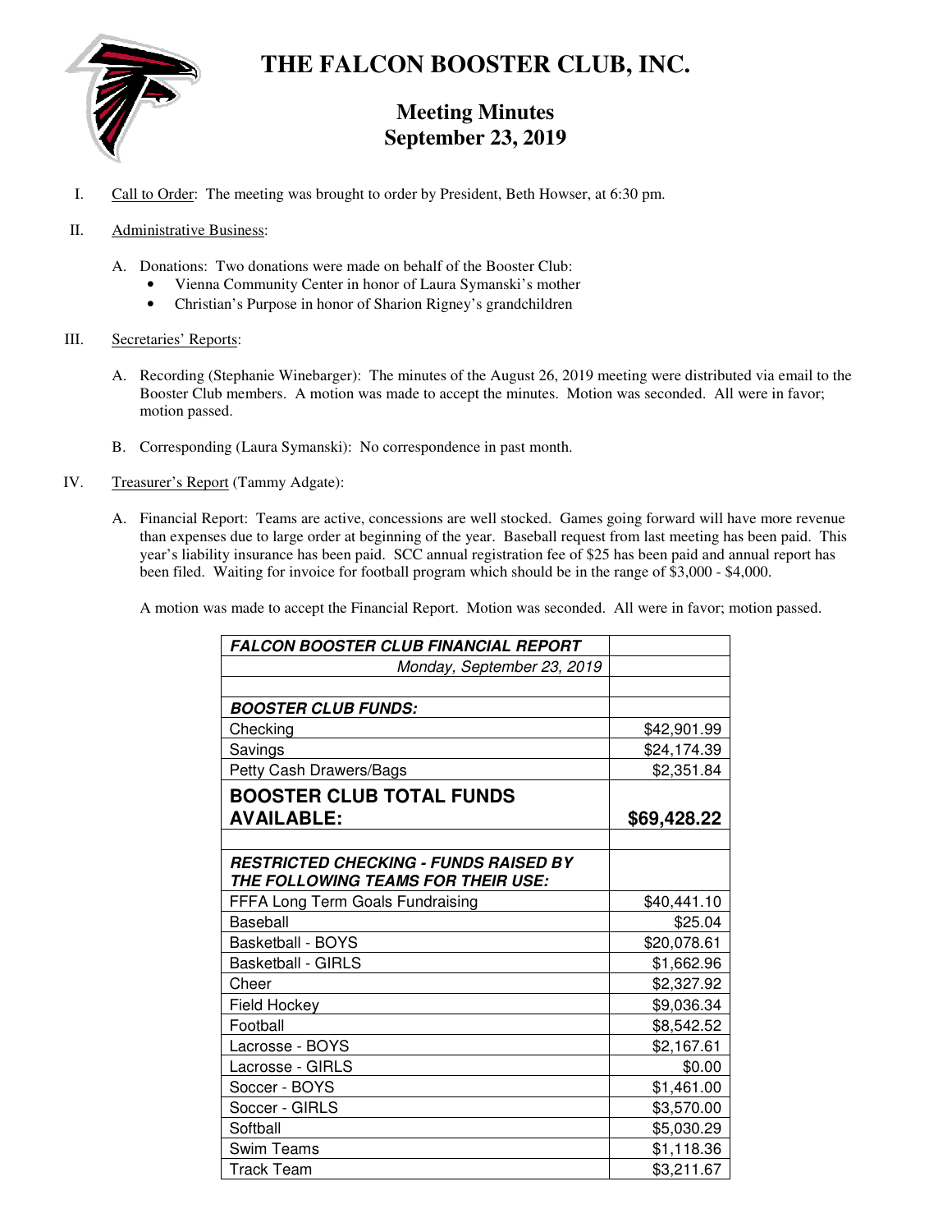# THE FALCON BOOSTER CLUB, INC.

## Meeting Minutes
## September 23, 2019

I. Call to Order: The meeting was brought to order by President, Beth Howser, at 6:30 pm.

II. Administrative Business:

A. Donations: Two donations were made on behalf of the Booster Club:
- Vienna Community Center in honor of Laura Symanski's mother
- Christian's Purpose in honor of Sharion Rigney's grandchildren

III. Secretaries' Reports:

A. Recording (Stephanie Winebarger): The minutes of the August 26, 2019 meeting were distributed via email to the Booster Club members. A motion was made to accept the minutes. Motion was seconded. All were in favor; motion passed.

B. Corresponding (Laura Symanski): No correspondence in past month.

IV. Treasurer's Report (Tammy Adgate):

A. Financial Report: Teams are active, concessions are well stocked. Games going forward will have more revenue than expenses due to large order at beginning of the year. Baseball request from last meeting has been paid. This year's liability insurance has been paid. SCC annual registration fee of $25 has been paid and annual report has been filed. Waiting for invoice for football program which should be in the range of $3,000 - $4,000.

A motion was made to accept the Financial Report. Motion was seconded. All were in favor; motion passed.

| ***FALCON BOOSTER CLUB FINANCIAL REPORT*** | |
|---|---|
| *Monday, September 23, 2019* | |
| | |
| ***BOOSTER CLUB FUNDS:*** | |
| Checking | $42,901.99 |
| Savings | $24,174.39 |
| Petty Cash Drawers/Bags | $2,351.84 |
| **BOOSTER CLUB TOTAL FUNDS AVAILABLE:** | **$69,428.22** |
| | |
| ***RESTRICTED CHECKING - FUNDS RAISED BY THE FOLLOWING TEAMS FOR THEIR USE:*** | |
| FFFA Long Term Goals Fundraising | $40,441.10 |
| Baseball | $25.04 |
| Basketball - BOYS | $20,078.61 |
| Basketball - GIRLS | $1,662.96 |
| Cheer | $2,327.92 |
| Field Hockey | $9,036.34 |
| Football | $8,542.52 |
| Lacrosse - BOYS | $2,167.61 |
| Lacrosse - GIRLS | $0.00 |
| Soccer - BOYS | $1,461.00 |
| Soccer - GIRLS | $3,570.00 |
| Softball | $5,030.29 |
| Swim Teams | $1,118.36 |
| Track Team | $3,211.67 |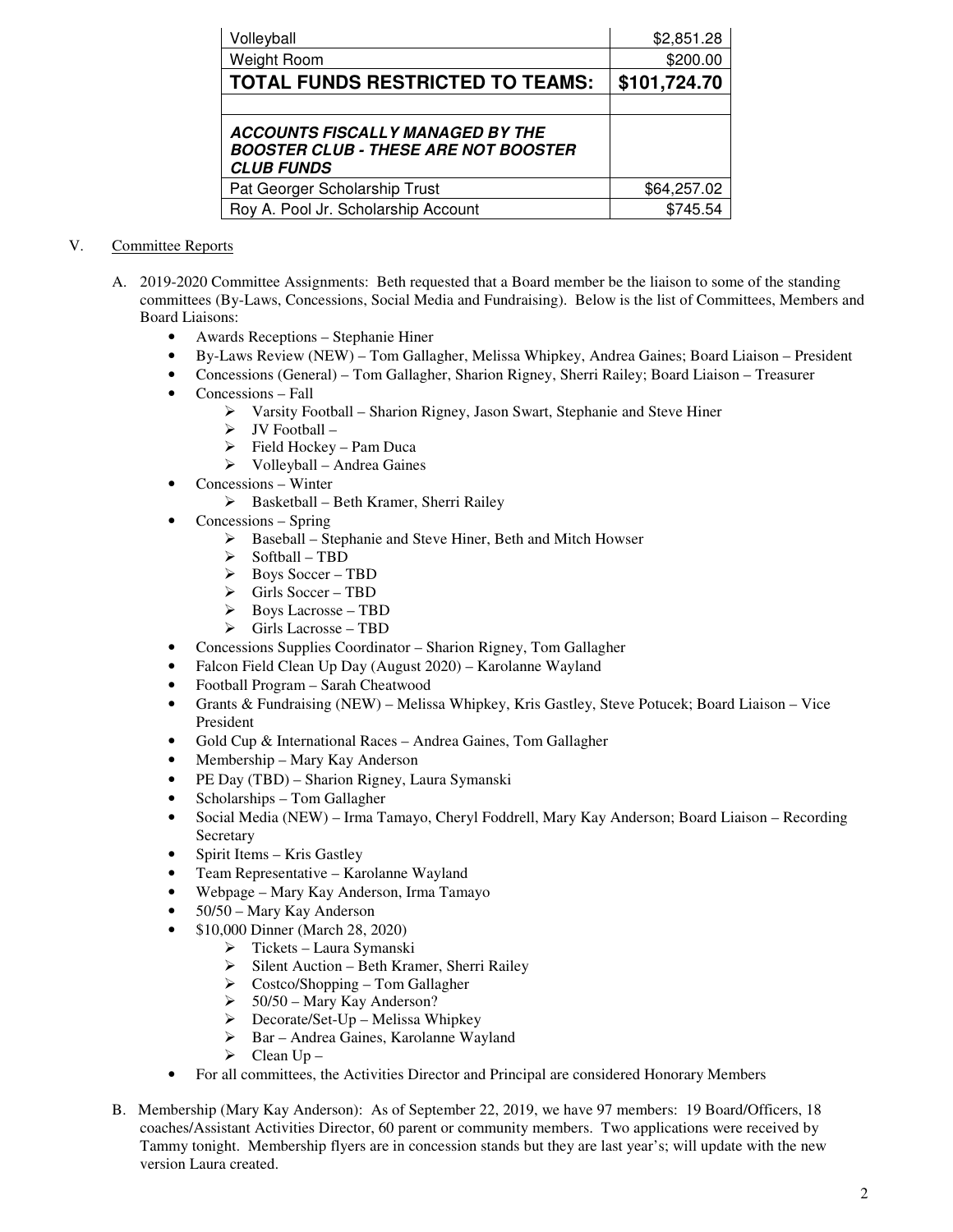| Volleyball | $2,851.28 |
|---|---|
| Weight Room | $200.00 |
| **TOTAL FUNDS RESTRICTED TO TEAMS:** | **$101,724.70** |
| | |
| ***ACCOUNTS FISCALLY MANAGED BY THE BOOSTER CLUB - THESE ARE NOT BOOSTER CLUB FUNDS*** | |
| Pat Georger Scholarship Trust | $64,257.02 |
| Roy A. Pool Jr. Scholarship Account | $745.54 |

V. Committee Reports

A. 2019-2020 Committee Assignments: Beth requested that a Board member be the liaison to some of the standing committees (By-Laws, Concessions, Social Media and Fundraising). Below is the list of Committees, Members and Board Liaisons:

- Awards Receptions – Stephanie Hiner
- By-Laws Review (NEW) – Tom Gallagher, Melissa Whipkey, Andrea Gaines; Board Liaison – President
- Concessions (General) – Tom Gallagher, Sharion Rigney, Sherri Railey; Board Liaison – Treasurer
- Concessions – Fall
  - Varsity Football – Sharion Rigney, Jason Swart, Stephanie and Steve Hiner
  - JV Football –
  - Field Hockey – Pam Duca
  - Volleyball – Andrea Gaines
- Concessions – Winter
  - Basketball – Beth Kramer, Sherri Railey
- Concessions – Spring
  - Baseball – Stephanie and Steve Hiner, Beth and Mitch Howser
  - Softball – TBD
  - Boys Soccer – TBD
  - Girls Soccer – TBD
  - Boys Lacrosse – TBD
  - Girls Lacrosse – TBD
- Concessions Supplies Coordinator – Sharion Rigney, Tom Gallagher
- Falcon Field Clean Up Day (August 2020) – Karolanne Wayland
- Football Program – Sarah Cheatwood
- Grants & Fundraising (NEW) – Melissa Whipkey, Kris Gastley, Steve Potucek; Board Liaison – Vice President
- Gold Cup & International Races – Andrea Gaines, Tom Gallagher
- Membership – Mary Kay Anderson
- PE Day (TBD) – Sharion Rigney, Laura Symanski
- Scholarships – Tom Gallagher
- Social Media (NEW) – Irma Tamayo, Cheryl Foddrell, Mary Kay Anderson; Board Liaison – Recording Secretary
- Spirit Items – Kris Gastley
- Team Representative – Karolanne Wayland
- Webpage – Mary Kay Anderson, Irma Tamayo
- 50/50 – Mary Kay Anderson
- $10,000 Dinner (March 28, 2020)
  - Tickets – Laura Symanski
  - Silent Auction – Beth Kramer, Sherri Railey
  - Costco/Shopping – Tom Gallagher
  - 50/50 – Mary Kay Anderson?
  - Decorate/Set-Up – Melissa Whipkey
  - Bar – Andrea Gaines, Karolanne Wayland
  - Clean Up –
- For all committees, the Activities Director and Principal are considered Honorary Members

B. Membership (Mary Kay Anderson): As of September 22, 2019, we have 97 members: 19 Board/Officers, 18 coaches/Assistant Activities Director, 60 parent or community members. Two applications were received by Tammy tonight. Membership flyers are in concession stands but they are last year's; will update with the new version Laura created.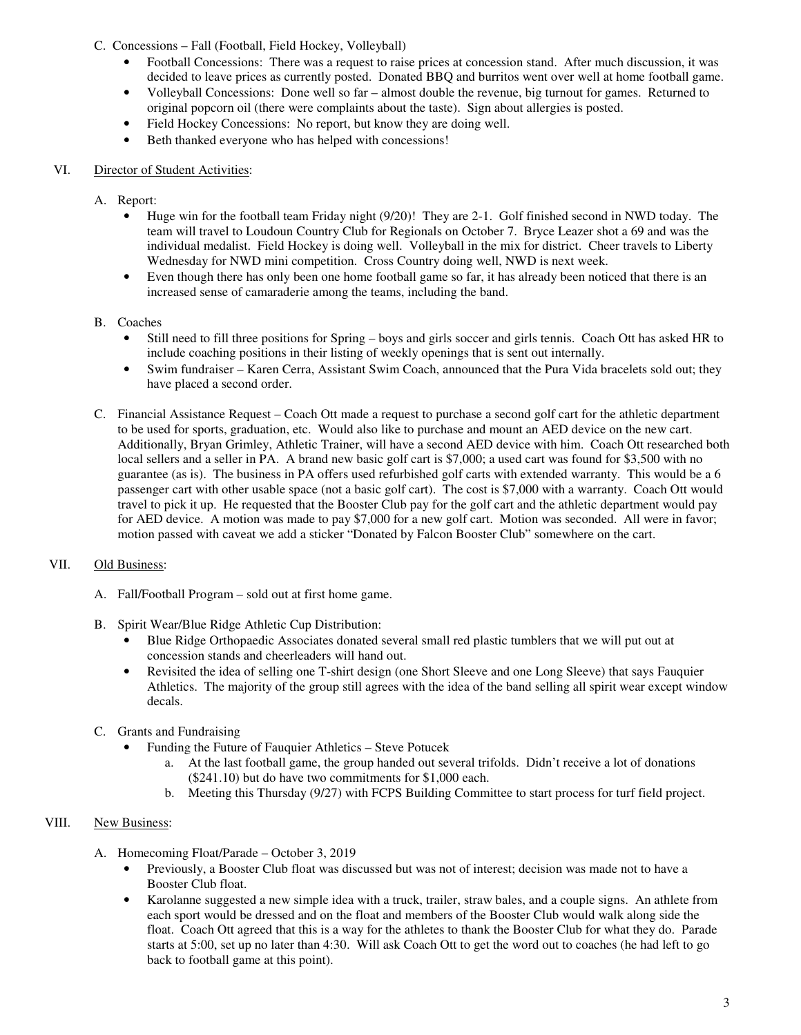C. Concessions – Fall (Football, Field Hockey, Volleyball)

- Football Concessions: There was a request to raise prices at concession stand. After much discussion, it was decided to leave prices as currently posted. Donated BBQ and burritos went over well at home football game.
- Volleyball Concessions: Done well so far – almost double the revenue, big turnout for games. Returned to original popcorn oil (there were complaints about the taste). Sign about allergies is posted.
- Field Hockey Concessions: No report, but know they are doing well.
- Beth thanked everyone who has helped with concessions!

VI. Director of Student Activities:

A. Report:

- Huge win for the football team Friday night (9/20)! They are 2-1. Golf finished second in NWD today. The team will travel to Loudoun Country Club for Regionals on October 7. Bryce Leazer shot a 69 and was the individual medalist. Field Hockey is doing well. Volleyball in the mix for district. Cheer travels to Liberty Wednesday for NWD mini competition. Cross Country doing well, NWD is next week.
- Even though there has only been one home football game so far, it has already been noticed that there is an increased sense of camaraderie among the teams, including the band.

B. Coaches

- Still need to fill three positions for Spring – boys and girls soccer and girls tennis. Coach Ott has asked HR to include coaching positions in their listing of weekly openings that is sent out internally.
- Swim fundraiser – Karen Cerra, Assistant Swim Coach, announced that the Pura Vida bracelets sold out; they have placed a second order.

C. Financial Assistance Request – Coach Ott made a request to purchase a second golf cart for the athletic department to be used for sports, graduation, etc. Would also like to purchase and mount an AED device on the new cart. Additionally, Bryan Grimley, Athletic Trainer, will have a second AED device with him. Coach Ott researched both local sellers and a seller in PA. A brand new basic golf cart is $7,000; a used cart was found for $3,500 with no guarantee (as is). The business in PA offers used refurbished golf carts with extended warranty. This would be a 6 passenger cart with other usable space (not a basic golf cart). The cost is $7,000 with a warranty. Coach Ott would travel to pick it up. He requested that the Booster Club pay for the golf cart and the athletic department would pay for AED device. A motion was made to pay $7,000 for a new golf cart. Motion was seconded. All were in favor; motion passed with caveat we add a sticker "Donated by Falcon Booster Club" somewhere on the cart.

VII. Old Business:

A. Fall/Football Program – sold out at first home game.

B. Spirit Wear/Blue Ridge Athletic Cup Distribution:

- Blue Ridge Orthopaedic Associates donated several small red plastic tumblers that we will put out at concession stands and cheerleaders will hand out.
- Revisited the idea of selling one T-shirt design (one Short Sleeve and one Long Sleeve) that says Fauquier Athletics. The majority of the group still agrees with the idea of the band selling all spirit wear except window decals.

C. Grants and Fundraising

- Funding the Future of Fauquier Athletics – Steve Potucek
  a. At the last football game, the group handed out several trifolds. Didn't receive a lot of donations ($241.10) but do have two commitments for $1,000 each.
  b. Meeting this Thursday (9/27) with FCPS Building Committee to start process for turf field project.

VIII. New Business:

A. Homecoming Float/Parade – October 3, 2019

- Previously, a Booster Club float was discussed but was not of interest; decision was made not to have a Booster Club float.
- Karolanne suggested a new simple idea with a truck, trailer, straw bales, and a couple signs. An athlete from each sport would be dressed and on the float and members of the Booster Club would walk along side the float. Coach Ott agreed that this is a way for the athletes to thank the Booster Club for what they do. Parade starts at 5:00, set up no later than 4:30. Will ask Coach Ott to get the word out to coaches (he had left to go back to football game at this point).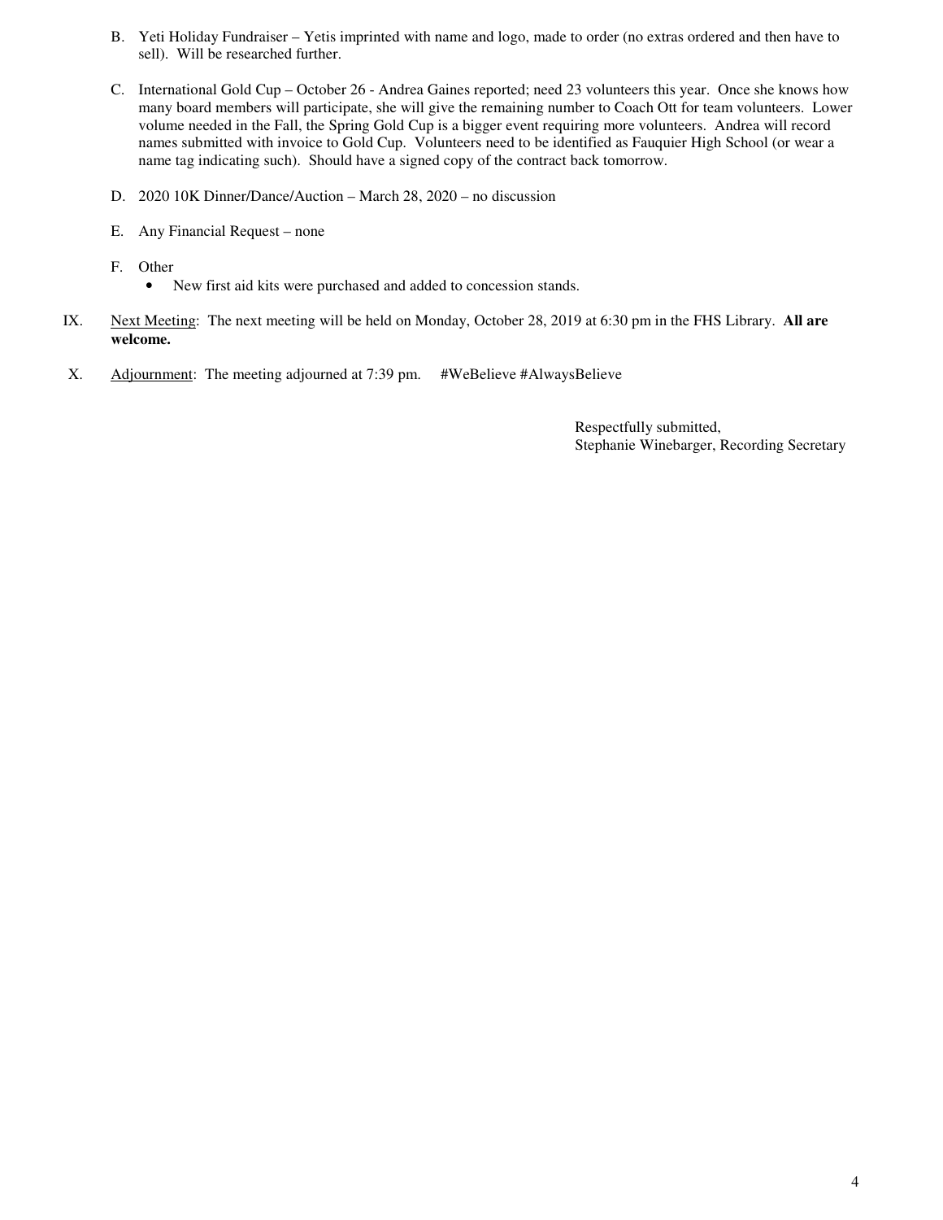B. Yeti Holiday Fundraiser – Yetis imprinted with name and logo, made to order (no extras ordered and then have to sell). Will be researched further.

C. International Gold Cup – October 26 - Andrea Gaines reported; need 23 volunteers this year. Once she knows how many board members will participate, she will give the remaining number to Coach Ott for team volunteers. Lower volume needed in the Fall, the Spring Gold Cup is a bigger event requiring more volunteers. Andrea will record names submitted with invoice to Gold Cup. Volunteers need to be identified as Fauquier High School (or wear a name tag indicating such). Should have a signed copy of the contract back tomorrow.

D. 2020 10K Dinner/Dance/Auction – March 28, 2020 – no discussion

E. Any Financial Request – none

F. Other
   - New first aid kits were purchased and added to concession stands.

IX. <u>Next Meeting</u>: The next meeting will be held on Monday, October 28, 2019 at 6:30 pm in the FHS Library. **All are welcome.**

X. <u>Adjournment</u>: The meeting adjourned at 7:39 pm. #WeBelieve #AlwaysBelieve

Respectfully submitted,
Stephanie Winebarger, Recording Secretary